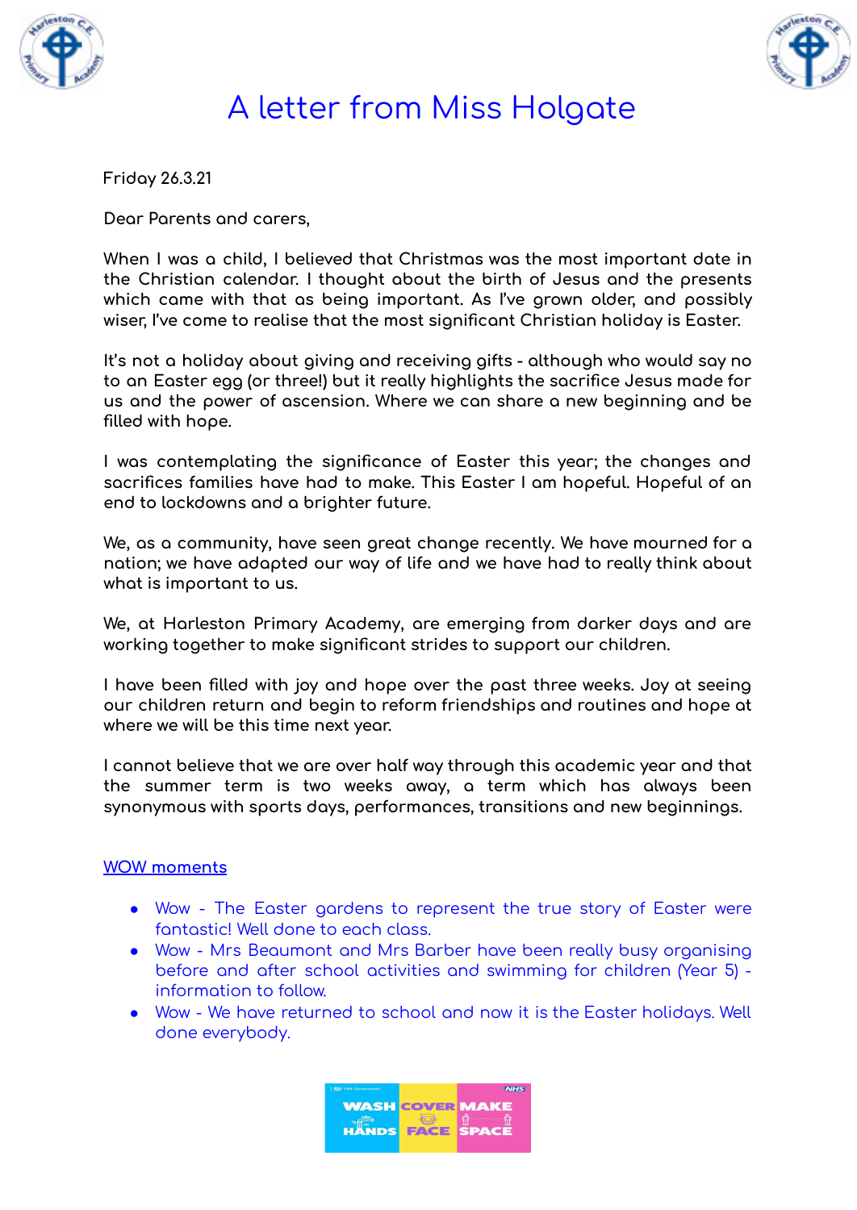# A letter from Miss Holgate

Friday 26.3.21

Dear Parents and carers,

When I was a child, I believed that Christmas was the most important date in the Christian calendar. I thought about the birth of Jesus and the presents which came with that as being important. As I've grown older, and possibly wiser, I've come to realise that the most significant Christian holiday is Easter.

It's not a holiday about giving and receiving gifts - although who would say no to an Easter egg (or three!) but it really highlights the sacrifice Jesus made for us and the power of ascension. Where we can share a new beginning and be filled with hope.

I was contemplating the significance of Easter this year; the changes and sacrifices families have had to make. This Easter I am hopeful. Hopeful of an end to lockdowns and a brighter future.

We, as a community, have seen great change recently. We have mourned for a nation; we have adapted our way of life and we have had to really think about what is important to us.

We, at Harleston Primary Academy, are emerging from darker days and are working together to make significant strides to support our children.

I have been filled with joy and hope over the past three weeks. Joy at seeing our children return and begin to reform friendships and routines and hope at where we will be this time next year.

I cannot believe that we are over half way through this academic year and that the summer term is two weeks away, a term which has always been synonymous with sports days, performances, transitions and new beginnings.

## WOW moments

- Wow - The Easter gardens to represent the true story of Easter were fantastic! Well done to each class.
- Wow - Mrs Beaumont and Mrs Barber have been really busy organising before and after school activities and swimming for children (Year 5) - information to follow.
- Wow - We have returned to school and now it is the Easter holidays. Well done everybody.

WASH HANDS | COVER FACE | MAKE SPACE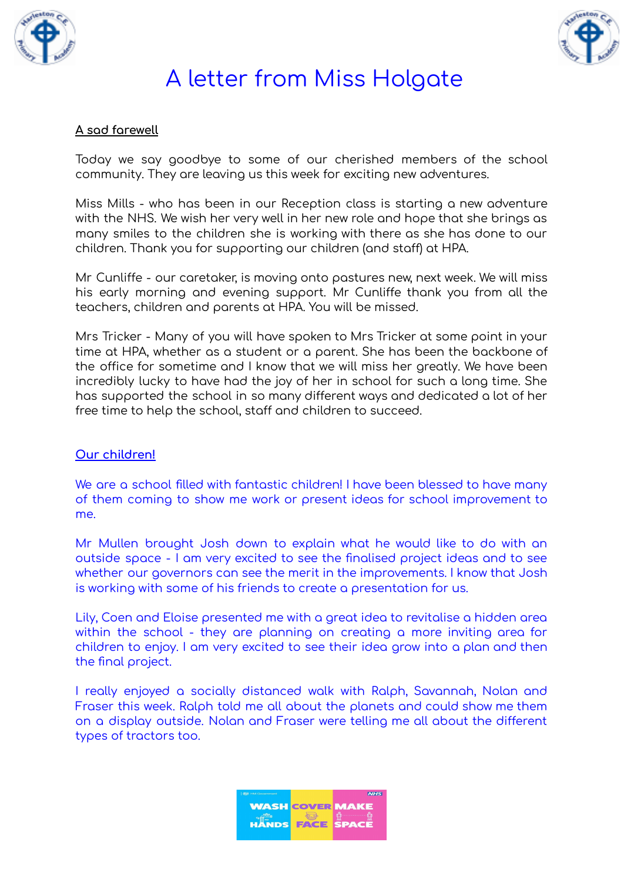# A letter from Miss Holgate

**A sad farewell**

Today we say goodbye to some of our cherished members of the school community. They are leaving us this week for exciting new adventures.

Miss Mills - who has been in our Reception class is starting a new adventure with the NHS. We wish her very well in her new role and hope that she brings as many smiles to the children she is working with there as she has done to our children. Thank you for supporting our children (and staff) at HPA.

Mr Cunliffe - our caretaker, is moving onto pastures new, next week. We will miss his early morning and evening support. Mr Cunliffe thank you from all the teachers, children and parents at HPA. You will be missed.

Mrs Tricker - Many of you will have spoken to Mrs Tricker at some point in your time at HPA, whether as a student or a parent. She has been the backbone of the office for sometime and I know that we will miss her greatly. We have been incredibly lucky to have had the joy of her in school for such a long time. She has supported the school in so many different ways and dedicated a lot of her free time to help the school, staff and children to succeed.

**Our children!**

We are a school filled with fantastic children! I have been blessed to have many of them coming to show me work or present ideas for school improvement to me.

Mr Mullen brought Josh down to explain what he would like to do with an outside space - I am very excited to see the finalised project ideas and to see whether our governors can see the merit in the improvements. I know that Josh is working with some of his friends to create a presentation for us.

Lily, Coen and Eloise presented me with a great idea to revitalise a hidden area within the school - they are planning on creating a more inviting area for children to enjoy. I am very excited to see their idea grow into a plan and then the final project.

I really enjoyed a socially distanced walk with Ralph, Savannah, Nolan and Fraser this week. Ralph told me all about the planets and could show me them on a display outside. Nolan and Fraser were telling me all about the different types of tractors too.

WASH HANDS COVER FACE MAKE SPACE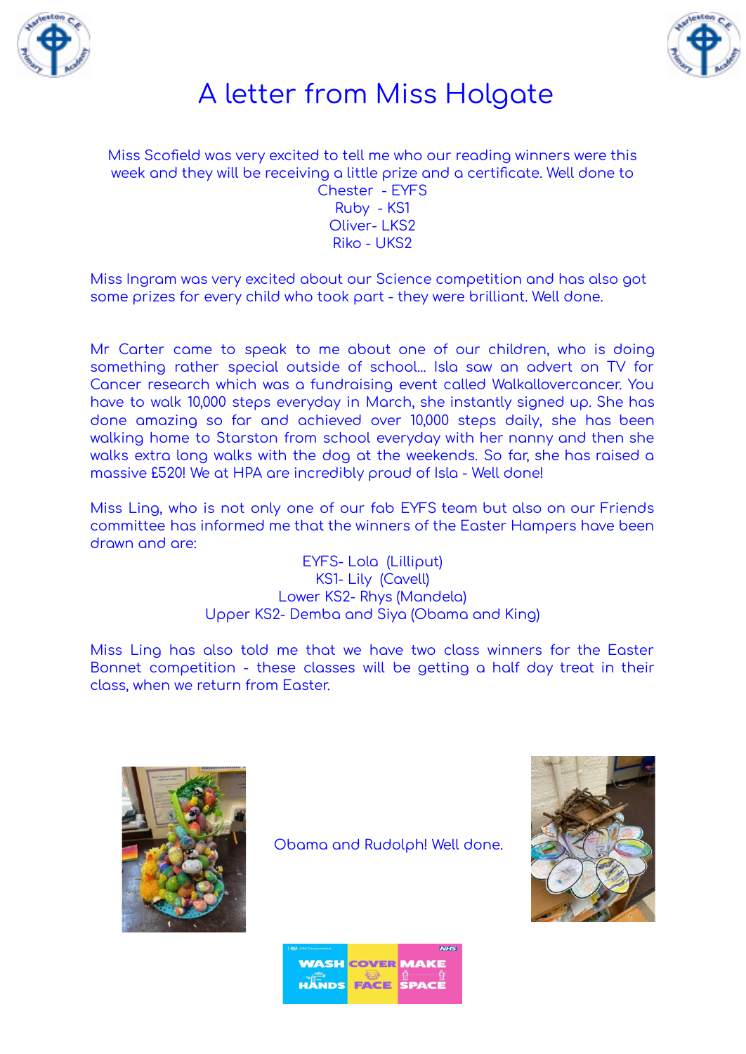# A letter from Miss Holgate

Miss Scofield was very excited to tell me who our reading winners were this week and they will be receiving a little prize and a certificate. Well done to

Chester - EYFS
Ruby - KS1
Oliver- LKS2
Riko - UKS2

Miss Ingram was very excited about our Science competition and has also got some prizes for every child who took part - they were brilliant. Well done.

Mr Carter came to speak to me about one of our children, who is doing something rather special outside of school... Isla saw an advert on TV for Cancer research which was a fundraising event called Walkallovercancer. You have to walk 10,000 steps everyday in March, she instantly signed up. She has done amazing so far and achieved over 10,000 steps daily, she has been walking home to Starston from school everyday with her nanny and then she walks extra long walks with the dog at the weekends. So far, she has raised a massive £520! We at HPA are incredibly proud of Isla - Well done!

Miss Ling, who is not only one of our fab EYFS team but also on our Friends committee has informed me that the winners of the Easter Hampers have been drawn and are:

EYFS- Lola (Lilliput)
KS1- Lily (Cavell)
Lower KS2- Rhys (Mandela)
Upper KS2- Demba and Siya (Obama and King)

Miss Ling has also told me that we have two class winners for the Easter Bonnet competition - these classes will be getting a half day treat in their class, when we return from Easter.

Obama and Rudolph! Well done.

WASH HANDS COVER FACE MAKE SPACE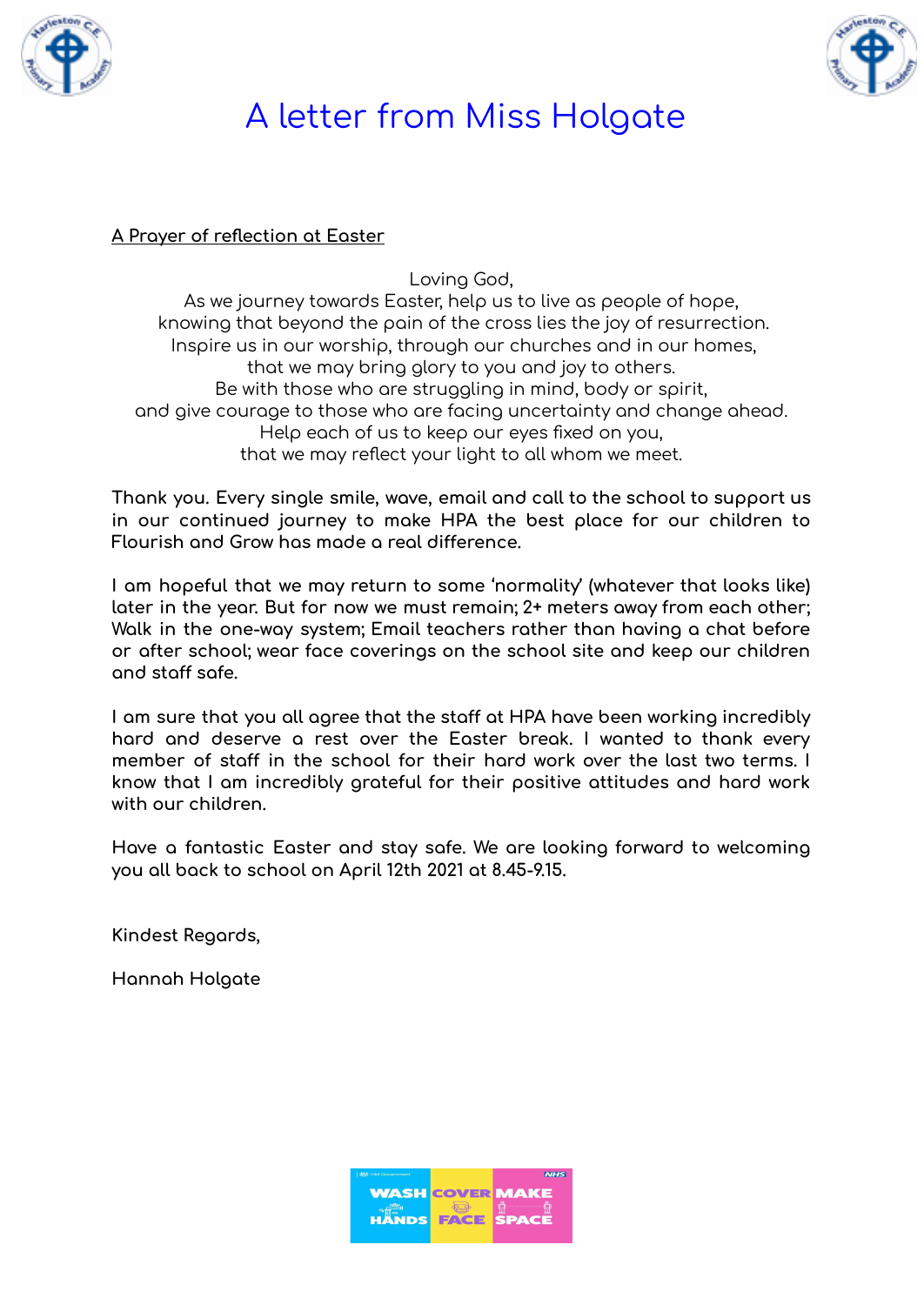# A letter from Miss Holgate

<u>A Prayer of reflection at Easter</u>

Loving God,
As we journey towards Easter, help us to live as people of hope,
knowing that beyond the pain of the cross lies the joy of resurrection.
Inspire us in our worship, through our churches and in our homes,
that we may bring glory to you and joy to others.
Be with those who are struggling in mind, body or spirit,
and give courage to those who are facing uncertainty and change ahead.
Help each of us to keep our eyes fixed on you,
that we may reflect your light to all whom we meet.

Thank you. Every single smile, wave, email and call to the school to support us in our continued journey to make HPA the best place for our children to Flourish and Grow has made a real difference.

I am hopeful that we may return to some 'normality' (whatever that looks like) later in the year. But for now we must remain; 2+ meters away from each other; Walk in the one-way system; Email teachers rather than having a chat before or after school; wear face coverings on the school site and keep our children and staff safe.

I am sure that you all agree that the staff at HPA have been working incredibly hard and deserve a rest over the Easter break. I wanted to thank every member of staff in the school for their hard work over the last two terms. I know that I am incredibly grateful for their positive attitudes and hard work with our children.

Have a fantastic Easter and stay safe. We are looking forward to welcoming you all back to school on April 12th 2021 at 8.45-9.15.

Kindest Regards,

Hannah Holgate

WASH HANDS COVER FACE MAKE SPACE